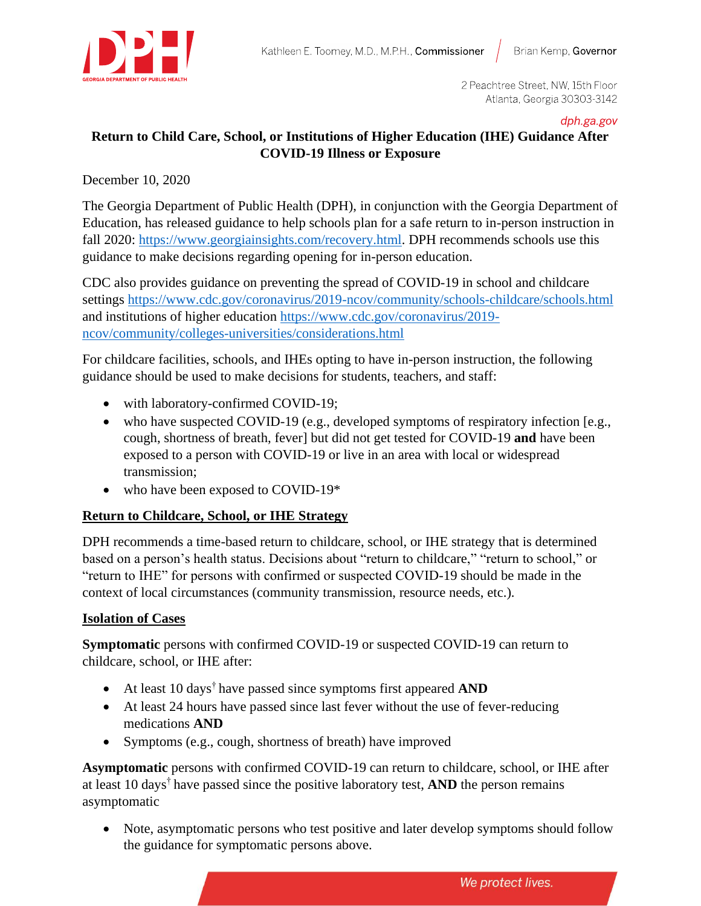Kathleen E. Toomey, M.D., M.P.H., **Commissioner** | Brian Kemp, **Governor**

2 Peachtree Street, NW, 15th Floor
Atlanta, Georgia 30303-3142

*dph.ga.gov*

# Return to Child Care, School, or Institutions of Higher Education (IHE) Guidance After COVID-19 Illness or Exposure

December 10, 2020

The Georgia Department of Public Health (DPH), in conjunction with the Georgia Department of Education, has released guidance to help schools plan for a safe return to in-person instruction in fall 2020: https://www.georgiainsights.com/recovery.html. DPH recommends schools use this guidance to make decisions regarding opening for in-person education.

CDC also provides guidance on preventing the spread of COVID-19 in school and childcare settings https://www.cdc.gov/coronavirus/2019-ncov/community/schools-childcare/schools.html and institutions of higher education https://www.cdc.gov/coronavirus/2019-ncov/community/colleges-universities/considerations.html

For childcare facilities, schools, and IHEs opting to have in-person instruction, the following guidance should be used to make decisions for students, teachers, and staff:

- with laboratory-confirmed COVID-19;
- who have suspected COVID-19 (e.g., developed symptoms of respiratory infection [e.g., cough, shortness of breath, fever] but did not get tested for COVID-19 **and** have been exposed to a person with COVID-19 or live in an area with local or widespread transmission;
- who have been exposed to COVID-19*

## Return to Childcare, School, or IHE Strategy

DPH recommends a time-based return to childcare, school, or IHE strategy that is determined based on a person's health status. Decisions about "return to childcare," "return to school," or "return to IHE" for persons with confirmed or suspected COVID-19 should be made in the context of local circumstances (community transmission, resource needs, etc.).

## Isolation of Cases

**Symptomatic** persons with confirmed COVID-19 or suspected COVID-19 can return to childcare, school, or IHE after:

- At least 10 days[†] have passed since symptoms first appeared **AND**
- At least 24 hours have passed since last fever without the use of fever-reducing medications **AND**
- Symptoms (e.g., cough, shortness of breath) have improved

**Asymptomatic** persons with confirmed COVID-19 can return to childcare, school, or IHE after at least 10 days[†] have passed since the positive laboratory test, **AND** the person remains asymptomatic

- Note, asymptomatic persons who test positive and later develop symptoms should follow the guidance for symptomatic persons above.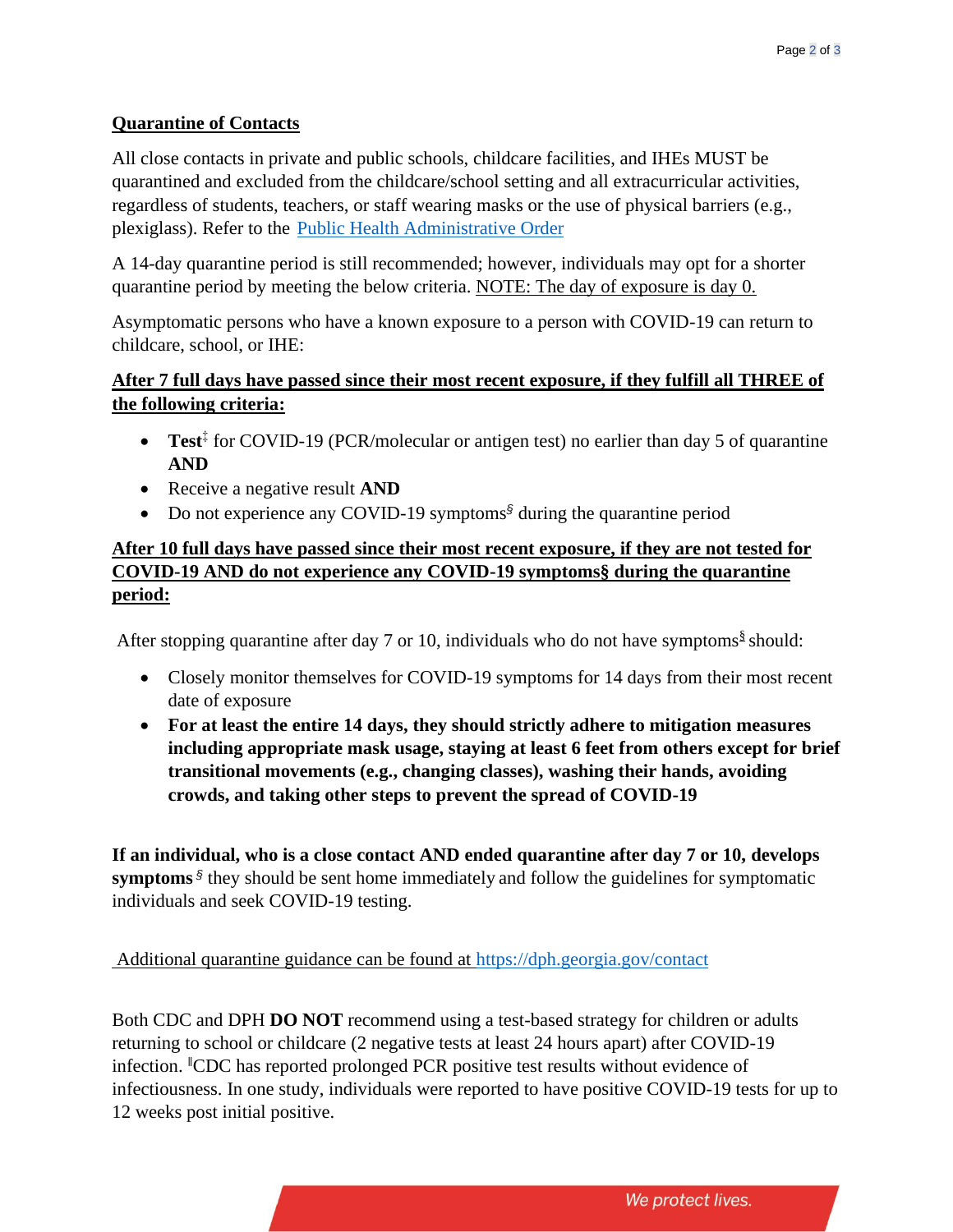**Quarantine of Contacts**

All close contacts in private and public schools, childcare facilities, and IHEs MUST be quarantined and excluded from the childcare/school setting and all extracurricular activities, regardless of students, teachers, or staff wearing masks or the use of physical barriers (e.g., plexiglass). Refer to the [Public Health Administrative Order](#)

A 14-day quarantine period is still recommended; however, individuals may opt for a shorter quarantine period by meeting the below criteria. NOTE: The day of exposure is day 0.

Asymptomatic persons who have a known exposure to a person with COVID-19 can return to childcare, school, or IHE:

**After 7 full days have passed since their most recent exposure, if they fulfill all THREE of the following criteria:**

- **Test**[‡] for COVID-19 (PCR/molecular or antigen test) no earlier than day 5 of quarantine **AND**
- Receive a negative result **AND**
- Do not experience any COVID-19 symptoms[§] during the quarantine period

**After 10 full days have passed since their most recent exposure, if they are not tested for COVID-19 AND do not experience any COVID-19 symptoms§ during the quarantine period:**

After stopping quarantine after day 7 or 10, individuals who do not have symptoms[§] should:

- Closely monitor themselves for COVID-19 symptoms for 14 days from their most recent date of exposure
- **For at least the entire 14 days, they should strictly adhere to mitigation measures including appropriate mask usage, staying at least 6 feet from others except for brief transitional movements (e.g., changing classes), washing their hands, avoiding crowds, and taking other steps to prevent the spread of COVID-19**

**If an individual, who is a close contact AND ended quarantine after day 7 or 10, develops symptoms**[§] they should be sent home immediately and follow the guidelines for symptomatic individuals and seek COVID-19 testing.

Additional quarantine guidance can be found at https://dph.georgia.gov/contact

Both CDC and DPH **DO NOT** recommend using a test-based strategy for children or adults returning to school or childcare (2 negative tests at least 24 hours apart) after COVID-19 infection. [‖]CDC has reported prolonged PCR positive test results without evidence of infectiousness. In one study, individuals were reported to have positive COVID-19 tests for up to 12 weeks post initial positive.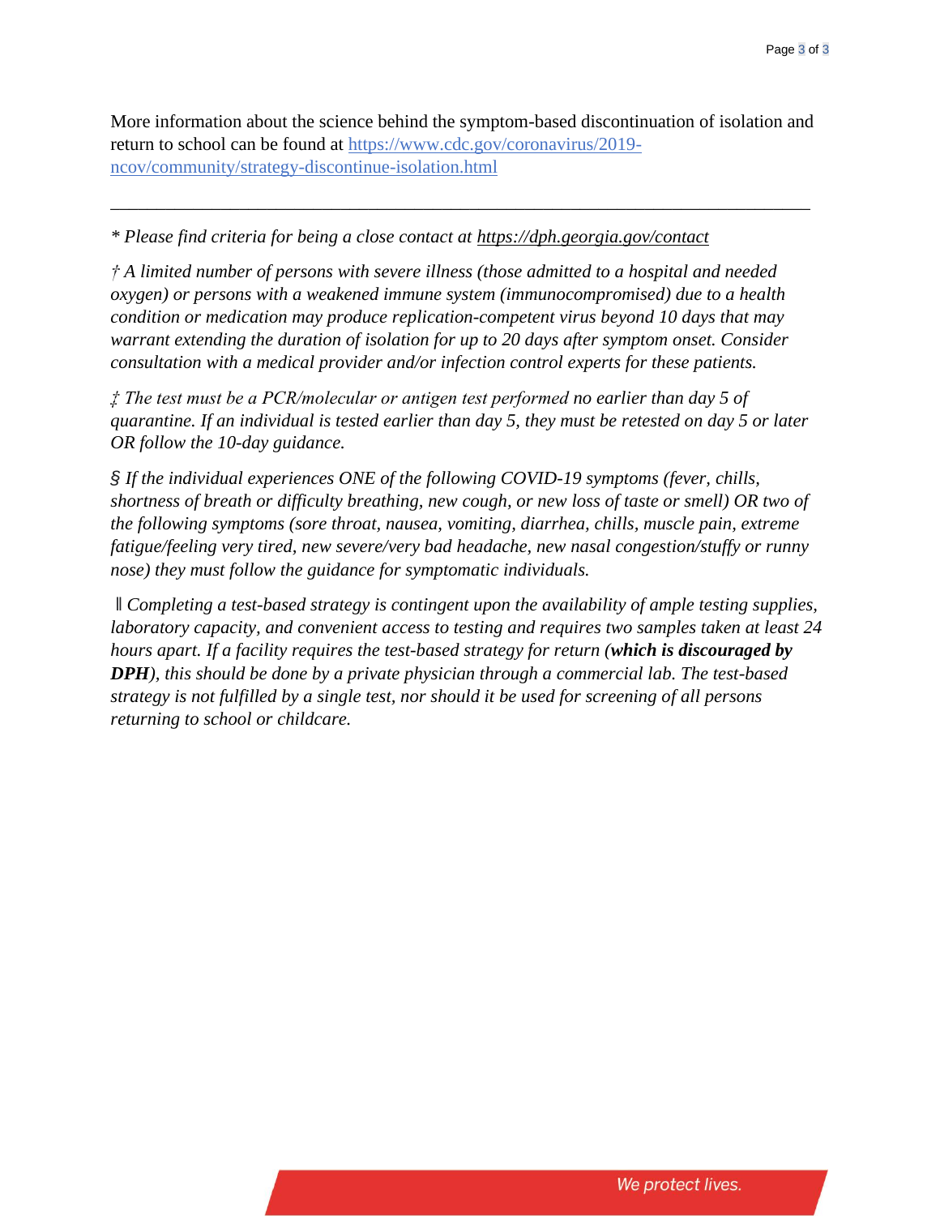More information about the science behind the symptom-based discontinuation of isolation and return to school can be found at [https://www.cdc.gov/coronavirus/2019-ncov/community/strategy-discontinue-isolation.html](https://www.cdc.gov/coronavirus/2019-ncov/community/strategy-discontinue-isolation.html)

---

*\* Please find criteria for being a close contact at https://dph.georgia.gov/contact*

*† A limited number of persons with severe illness (those admitted to a hospital and needed oxygen) or persons with a weakened immune system (immunocompromised) due to a health condition or medication may produce replication-competent virus beyond 10 days that may warrant extending the duration of isolation for up to 20 days after symptom onset. Consider consultation with a medical provider and/or infection control experts for these patients.*

*‡ The test must be a PCR/molecular or antigen test performed no earlier than day 5 of quarantine. If an individual is tested earlier than day 5, they must be retested on day 5 or later OR follow the 10-day guidance.*

*§ If the individual experiences ONE of the following COVID-19 symptoms (fever, chills, shortness of breath or difficulty breathing, new cough, or new loss of taste or smell) OR two of the following symptoms (sore throat, nausea, vomiting, diarrhea, chills, muscle pain, extreme fatigue/feeling very tired, new severe/very bad headache, new nasal congestion/stuffy or runny nose) they must follow the guidance for symptomatic individuals.*

*‖ Completing a test-based strategy is contingent upon the availability of ample testing supplies, laboratory capacity, and convenient access to testing and requires two samples taken at least 24 hours apart. If a facility requires the test-based strategy for return (**which is discouraged by DPH**), this should be done by a private physician through a commercial lab. The test-based strategy is not fulfilled by a single test, nor should it be used for screening of all persons returning to school or childcare.*

We protect lives.